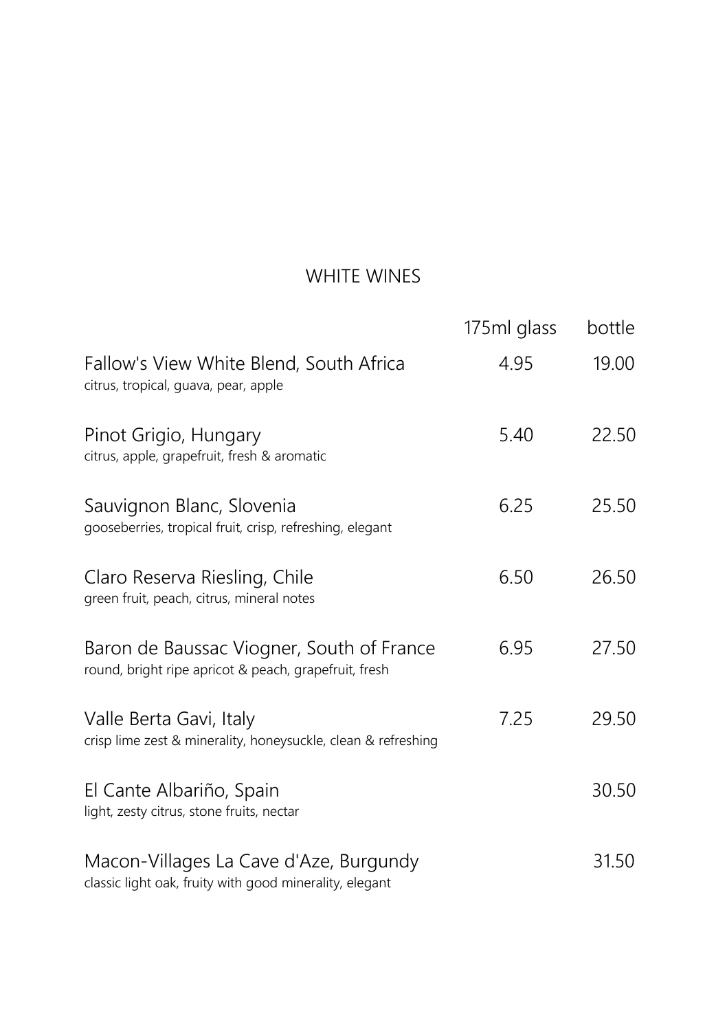# WHITE WINES

| | 175ml glass | bottle |
|---|---|---|
| Fallow's View White Blend, South Africa<br>citrus, tropical, guava, pear, apple | 4.95 | 19.00 |
| Pinot Grigio, Hungary<br>citrus, apple, grapefruit, fresh & aromatic | 5.40 | 22.50 |
| Sauvignon Blanc, Slovenia<br>gooseberries, tropical fruit, crisp, refreshing, elegant | 6.25 | 25.50 |
| Claro Reserva Riesling, Chile<br>green fruit, peach, citrus, mineral notes | 6.50 | 26.50 |
| Baron de Baussac Viogner, South of France<br>round, bright ripe apricot & peach, grapefruit, fresh | 6.95 | 27.50 |
| Valle Berta Gavi, Italy<br>crisp lime zest & minerality, honeysuckle, clean & refreshing | 7.25 | 29.50 |
| El Cante Albariño, Spain<br>light, zesty citrus, stone fruits, nectar | | 30.50 |
| Macon-Villages La Cave d'Aze, Burgundy<br>classic light oak, fruity with good minerality, elegant | | 31.50 |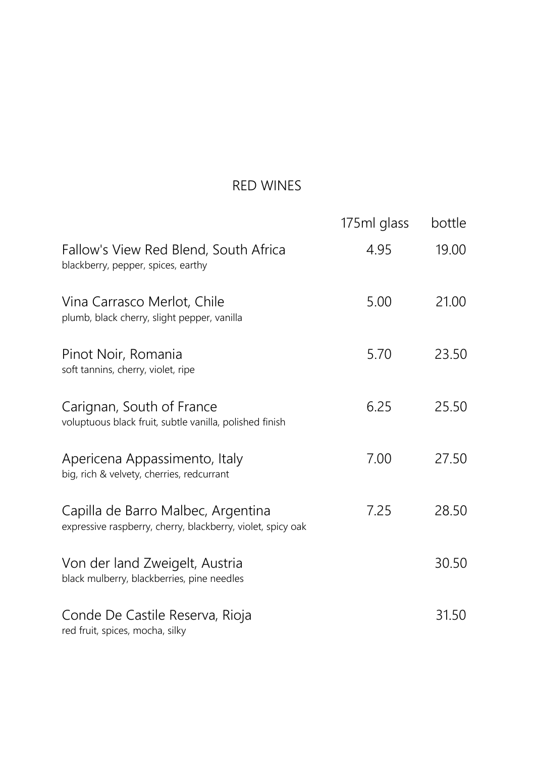# RED WINES

| | 175ml glass | bottle |
|---|---|---|
| Fallow's View Red Blend, South Africa<br>blackberry, pepper, spices, earthy | 4.95 | 19.00 |
| Vina Carrasco Merlot, Chile<br>plumb, black cherry, slight pepper, vanilla | 5.00 | 21.00 |
| Pinot Noir, Romania<br>soft tannins, cherry, violet, ripe | 5.70 | 23.50 |
| Carignan, South of France<br>voluptuous black fruit, subtle vanilla, polished finish | 6.25 | 25.50 |
| Apericena Appassimento, Italy<br>big, rich & velvety, cherries, redcurrant | 7.00 | 27.50 |
| Capilla de Barro Malbec, Argentina<br>expressive raspberry, cherry, blackberry, violet, spicy oak | 7.25 | 28.50 |
| Von der land Zweigelt, Austria<br>black mulberry, blackberries, pine needles | | 30.50 |
| Conde De Castile Reserva, Rioja<br>red fruit, spices, mocha, silky | | 31.50 |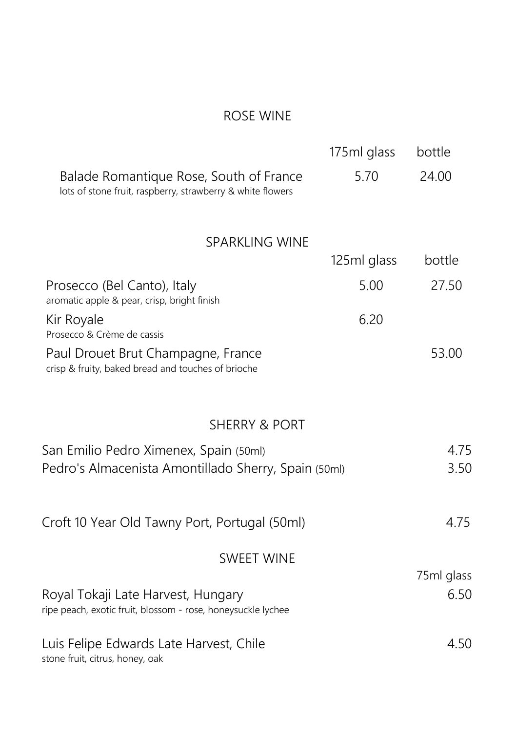## ROSE WINE

| | 175ml glass | bottle |
|---|---|---|
| Balade Romantique Rose, South of France<br>lots of stone fruit, raspberry, strawberry & white flowers | 5.70 | 24.00 |

## SPARKLING WINE

| | 125ml glass | bottle |
|---|---|---|
| Prosecco (Bel Canto), Italy<br>aromatic apple & pear, crisp, bright finish | 5.00 | 27.50 |
| Kir Royale<br>Prosecco & Crème de cassis | 6.20 | |
| Paul Drouet Brut Champagne, France<br>crisp & fruity, baked bread and touches of brioche | | 53.00 |

## SHERRY & PORT

| | |
|---|---|
| San Emilio Pedro Ximenex, Spain (50ml) | 4.75 |
| Pedro's Almacenista Amontillado Sherry, Spain (50ml) | 3.50 |
| Croft 10 Year Old Tawny Port, Portugal (50ml) | 4.75 |

## SWEET WINE

| | 75ml glass |
|---|---|
| Royal Tokaji Late Harvest, Hungary<br>ripe peach, exotic fruit, blossom - rose, honeysuckle lychee | 6.50 |
| Luis Felipe Edwards Late Harvest, Chile<br>stone fruit, citrus, honey, oak | 4.50 |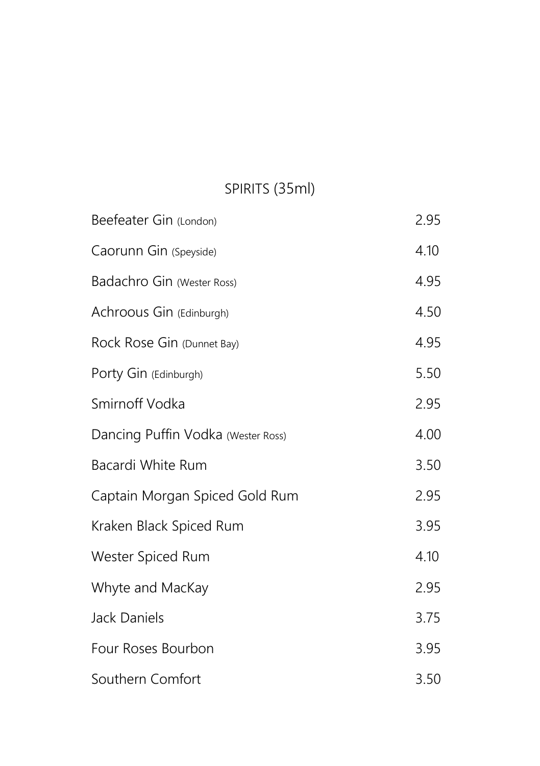## SPIRITS (35ml)

| Item | Price |
| --- | --- |
| Beefeater Gin (London) | 2.95 |
| Caorunn Gin (Speyside) | 4.10 |
| Badachro Gin (Wester Ross) | 4.95 |
| Achroous Gin (Edinburgh) | 4.50 |
| Rock Rose Gin (Dunnet Bay) | 4.95 |
| Porty Gin (Edinburgh) | 5.50 |
| Smirnoff Vodka | 2.95 |
| Dancing Puffin Vodka (Wester Ross) | 4.00 |
| Bacardi White Rum | 3.50 |
| Captain Morgan Spiced Gold Rum | 2.95 |
| Kraken Black Spiced Rum | 3.95 |
| Wester Spiced Rum | 4.10 |
| Whyte and MacKay | 2.95 |
| Jack Daniels | 3.75 |
| Four Roses Bourbon | 3.95 |
| Southern Comfort | 3.50 |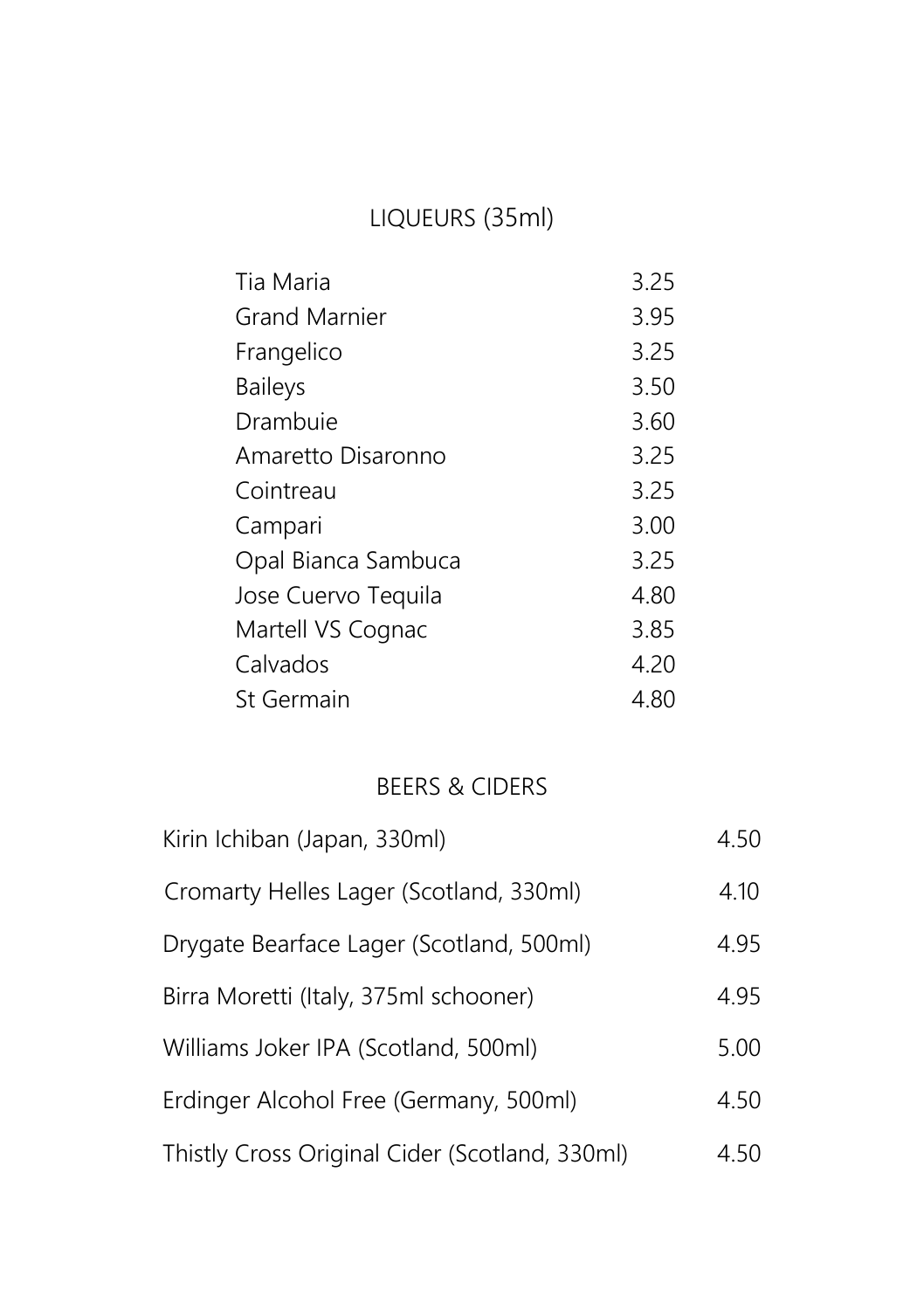## LIQUEURS (35ml)

| Item | Price |
| --- | --- |
| Tia Maria | 3.25 |
| Grand Marnier | 3.95 |
| Frangelico | 3.25 |
| Baileys | 3.50 |
| Drambuie | 3.60 |
| Amaretto Disaronno | 3.25 |
| Cointreau | 3.25 |
| Campari | 3.00 |
| Opal Bianca Sambuca | 3.25 |
| Jose Cuervo Tequila | 4.80 |
| Martell VS Cognac | 3.85 |
| Calvados | 4.20 |
| St Germain | 4.80 |

## BEERS & CIDERS

| Item | Price |
| --- | --- |
| Kirin Ichiban (Japan, 330ml) | 4.50 |
| Cromarty Helles Lager (Scotland, 330ml) | 4.10 |
| Drygate Bearface Lager (Scotland, 500ml) | 4.95 |
| Birra Moretti (Italy, 375ml schooner) | 4.95 |
| Williams Joker IPA (Scotland, 500ml) | 5.00 |
| Erdinger Alcohol Free (Germany, 500ml) | 4.50 |
| Thistly Cross Original Cider (Scotland, 330ml) | 4.50 |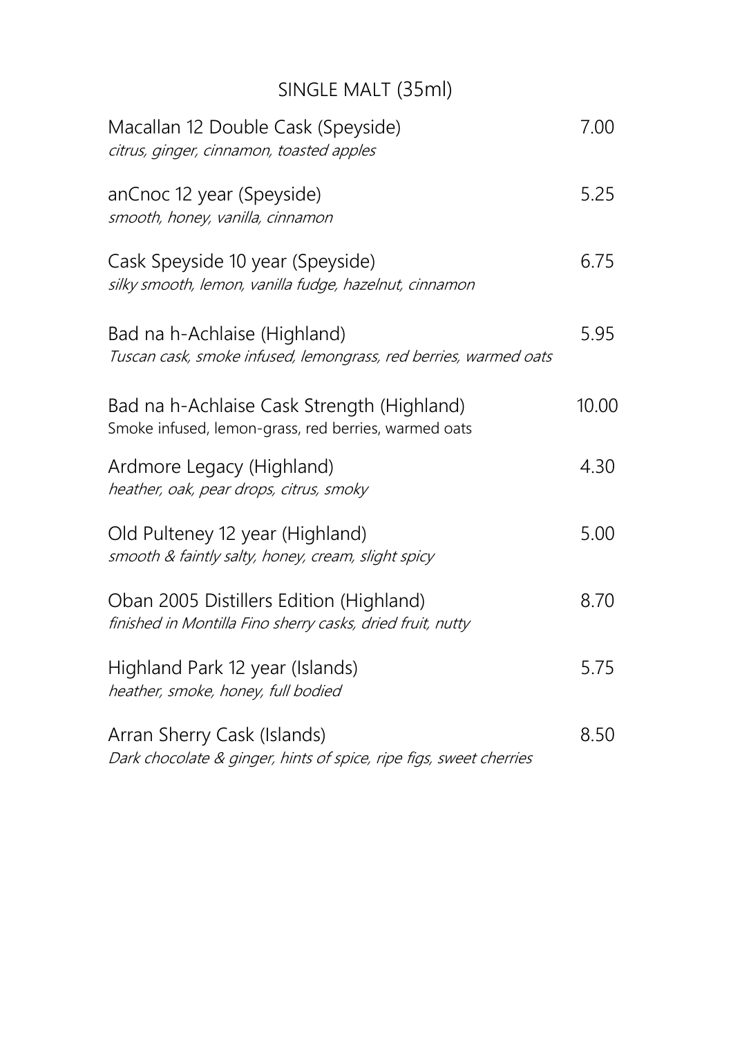## SINGLE MALT (35ml)

| Item | Price |
| --- | --- |
| Macallan 12 Double Cask (Speyside)<br>*citrus, ginger, cinnamon, toasted apples* | 7.00 |
| anCnoc 12 year (Speyside)<br>*smooth, honey, vanilla, cinnamon* | 5.25 |
| Cask Speyside 10 year (Speyside)<br>*silky smooth, lemon, vanilla fudge, hazelnut, cinnamon* | 6.75 |
| Bad na h-Achlaise (Highland)<br>*Tuscan cask, smoke infused, lemongrass, red berries, warmed oats* | 5.95 |
| Bad na h-Achlaise Cask Strength (Highland)<br>Smoke infused, lemon-grass, red berries, warmed oats | 10.00 |
| Ardmore Legacy (Highland)<br>*heather, oak, pear drops, citrus, smoky* | 4.30 |
| Old Pulteney 12 year (Highland)<br>*smooth & faintly salty, honey, cream, slight spicy* | 5.00 |
| Oban 2005 Distillers Edition (Highland)<br>*finished in Montilla Fino sherry casks, dried fruit, nutty* | 8.70 |
| Highland Park 12 year (Islands)<br>*heather, smoke, honey, full bodied* | 5.75 |
| Arran Sherry Cask (Islands)<br>*Dark chocolate & ginger, hints of spice, ripe figs, sweet cherries* | 8.50 |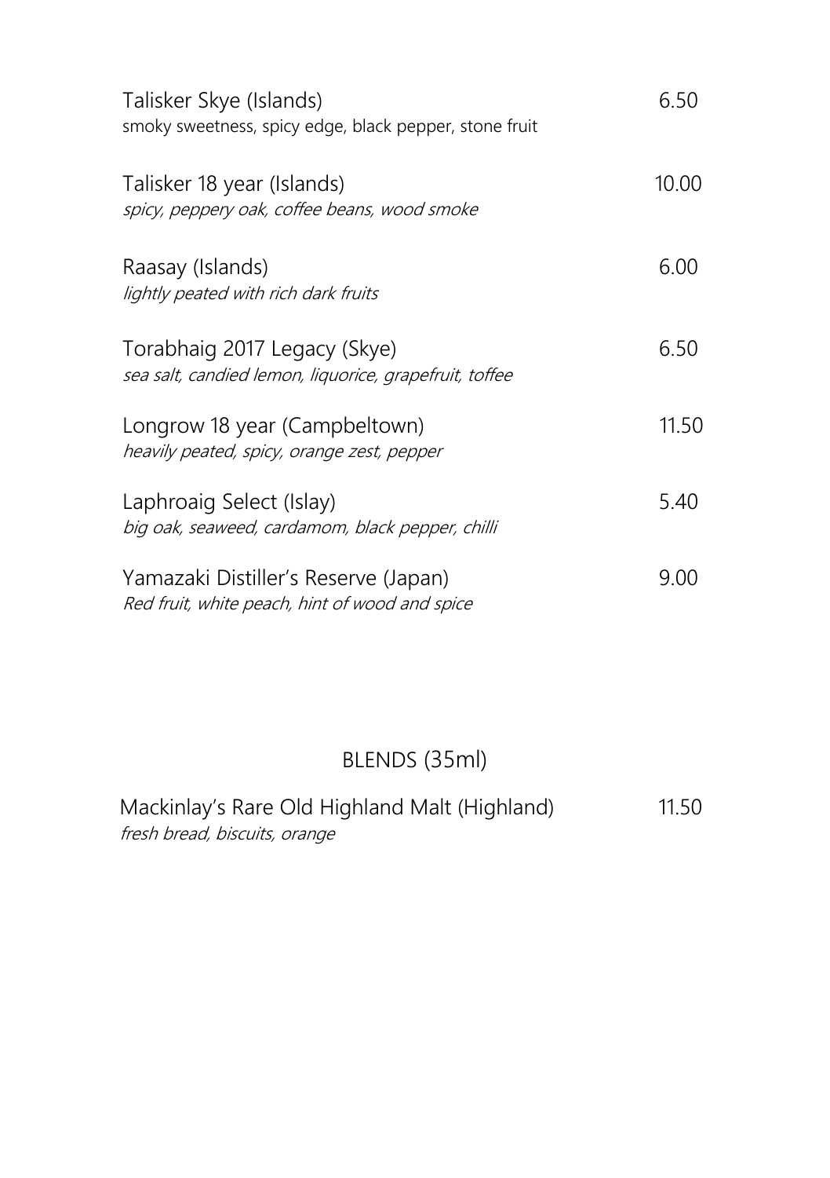Talisker Skye (Islands) 6.50
smoky sweetness, spicy edge, black pepper, stone fruit

Talisker 18 year (Islands) 10.00
*spicy, peppery oak, coffee beans, wood smoke*

Raasay (Islands) 6.00
*lightly peated with rich dark fruits*

Torabhaig 2017 Legacy (Skye) 6.50
*sea salt, candied lemon, liquorice, grapefruit, toffee*

Longrow 18 year (Campbeltown) 11.50
*heavily peated, spicy, orange zest, pepper*

Laphroaig Select (Islay) 5.40
*big oak, seaweed, cardamom, black pepper, chilli*

Yamazaki Distiller's Reserve (Japan) 9.00
*Red fruit, white peach, hint of wood and spice*

## BLENDS (35ml)

Mackinlay's Rare Old Highland Malt (Highland) 11.50
*fresh bread, biscuits, orange*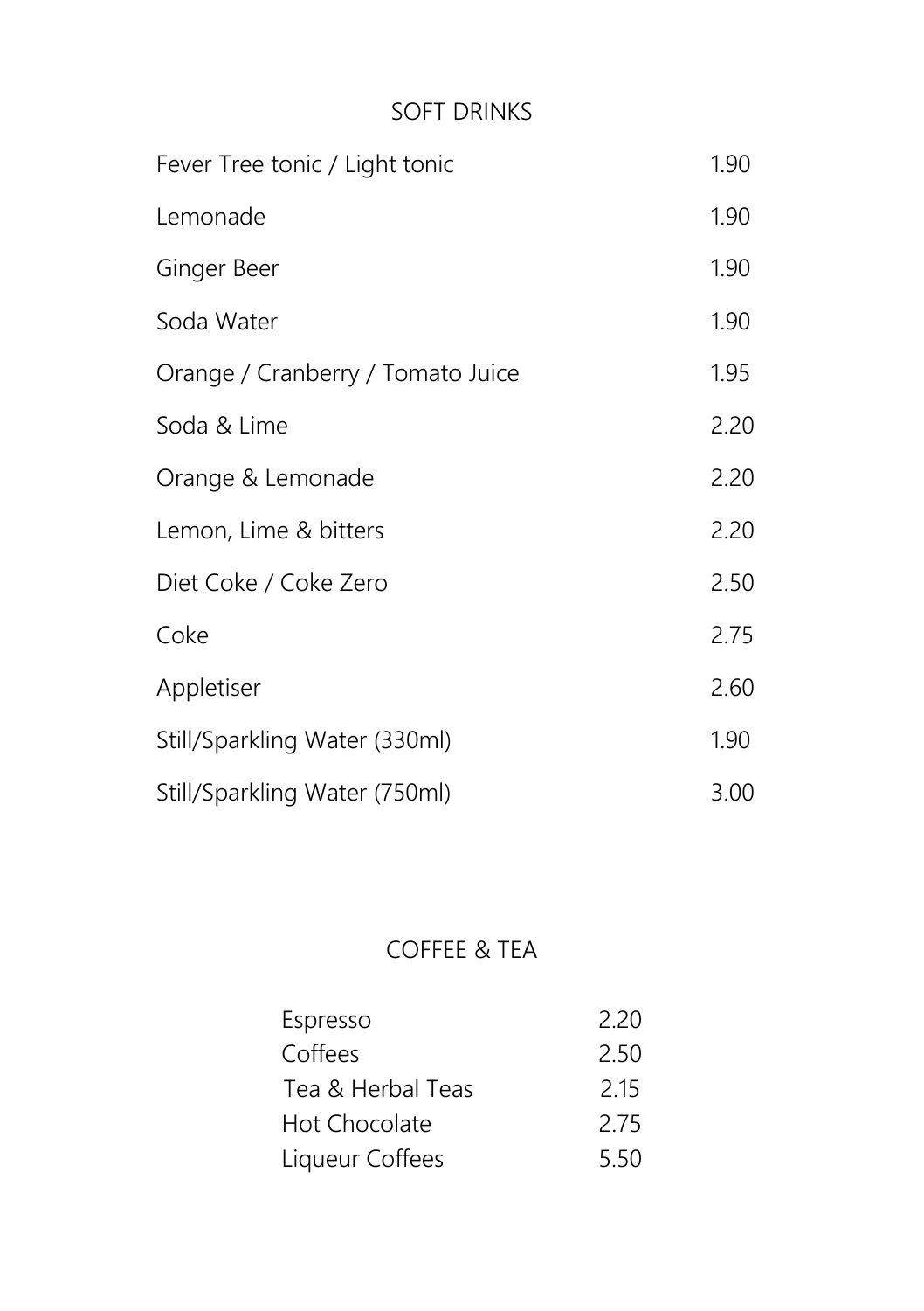## SOFT DRINKS

| | |
|---|---|
| Fever Tree tonic / Light tonic | 1.90 |
| Lemonade | 1.90 |
| Ginger Beer | 1.90 |
| Soda Water | 1.90 |
| Orange / Cranberry / Tomato Juice | 1.95 |
| Soda & Lime | 2.20 |
| Orange & Lemonade | 2.20 |
| Lemon, Lime & bitters | 2.20 |
| Diet Coke / Coke Zero | 2.50 |
| Coke | 2.75 |
| Appletiser | 2.60 |
| Still/Sparkling Water (330ml) | 1.90 |
| Still/Sparkling Water (750ml) | 3.00 |

## COFFEE & TEA

| | |
|---|---|
| Espresso | 2.20 |
| Coffees | 2.50 |
| Tea & Herbal Teas | 2.15 |
| Hot Chocolate | 2.75 |
| Liqueur Coffees | 5.50 |